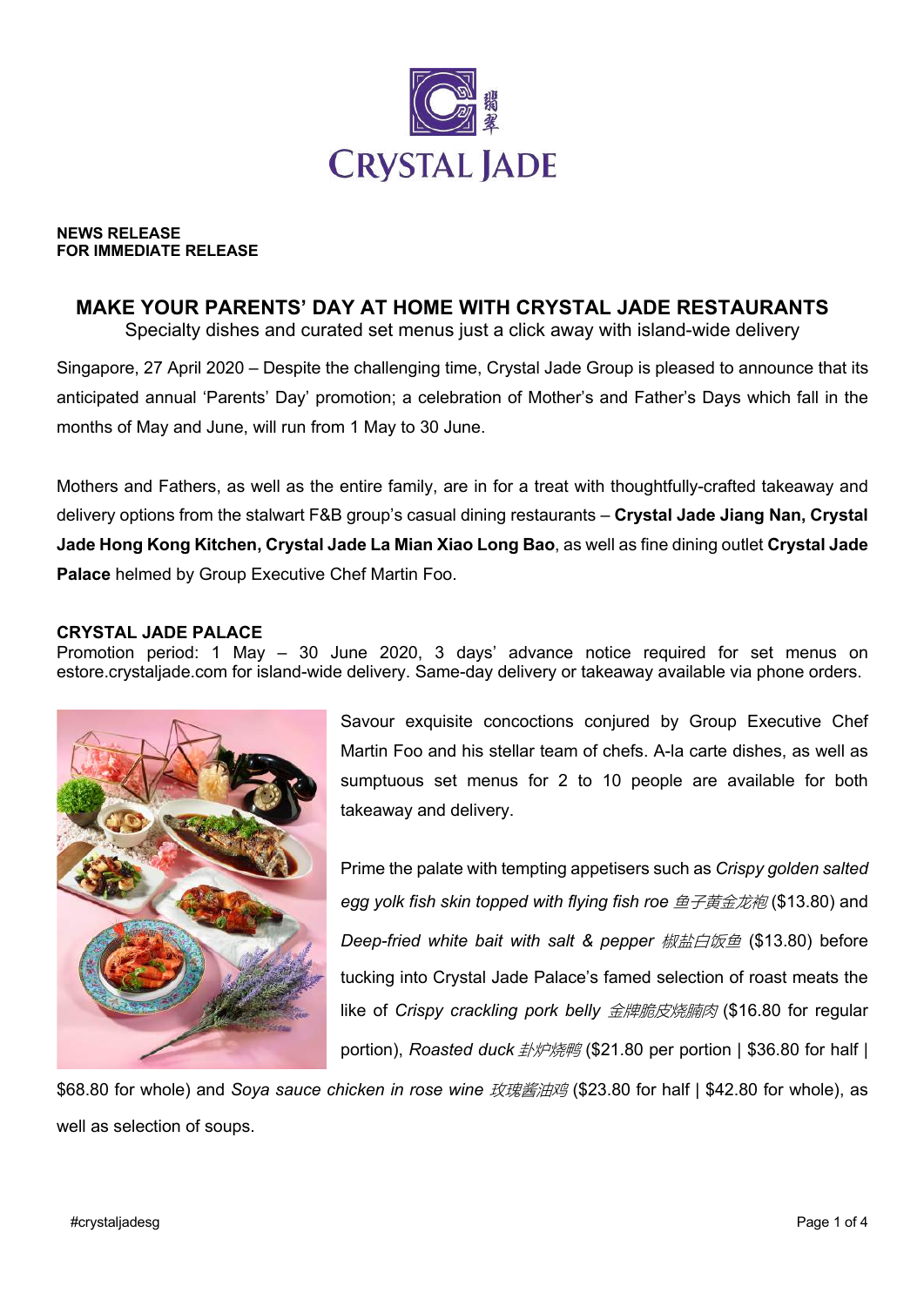**NEWS RELEASE**
**FOR IMMEDIATE RELEASE**

# MAKE YOUR PARENTS' DAY AT HOME WITH CRYSTAL JADE RESTAURANTS

Specialty dishes and curated set menus just a click away with island-wide delivery

Singapore, 27 April 2020 – Despite the challenging time, Crystal Jade Group is pleased to announce that its anticipated annual 'Parents' Day' promotion; a celebration of Mother's and Father's Days which fall in the months of May and June, will run from 1 May to 30 June.

Mothers and Fathers, as well as the entire family, are in for a treat with thoughtfully-crafted takeaway and delivery options from the stalwart F&B group's casual dining restaurants – **Crystal Jade Jiang Nan, Crystal Jade Hong Kong Kitchen, Crystal Jade La Mian Xiao Long Bao**, as well as fine dining outlet **Crystal Jade Palace** helmed by Group Executive Chef Martin Foo.

## CRYSTAL JADE PALACE

Promotion period: 1 May – 30 June 2020, 3 days' advance notice required for set menus on estore.crystaljade.com for island-wide delivery. Same-day delivery or takeaway available via phone orders.

Savour exquisite concoctions conjured by Group Executive Chef Martin Foo and his stellar team of chefs. A-la carte dishes, as well as sumptuous set menus for 2 to 10 people are available for both takeaway and delivery.

Prime the palate with tempting appetisers such as *Crispy golden salted egg yolk fish skin topped with flying fish roe 鱼子黄金龙袍* ($13.80) and *Deep-fried white bait with salt & pepper 椒盐白饭鱼* ($13.80) before tucking into Crystal Jade Palace's famed selection of roast meats the like of *Crispy crackling pork belly 金牌脆皮烧腩肉* ($16.80 for regular portion), *Roasted duck 卦炉烧鸭* ($21.80 per portion | $36.80 for half | $68.80 for whole) and *Soya sauce chicken in rose wine 玫瑰酱油鸡* ($23.80 for half | $42.80 for whole), as well as selection of soups.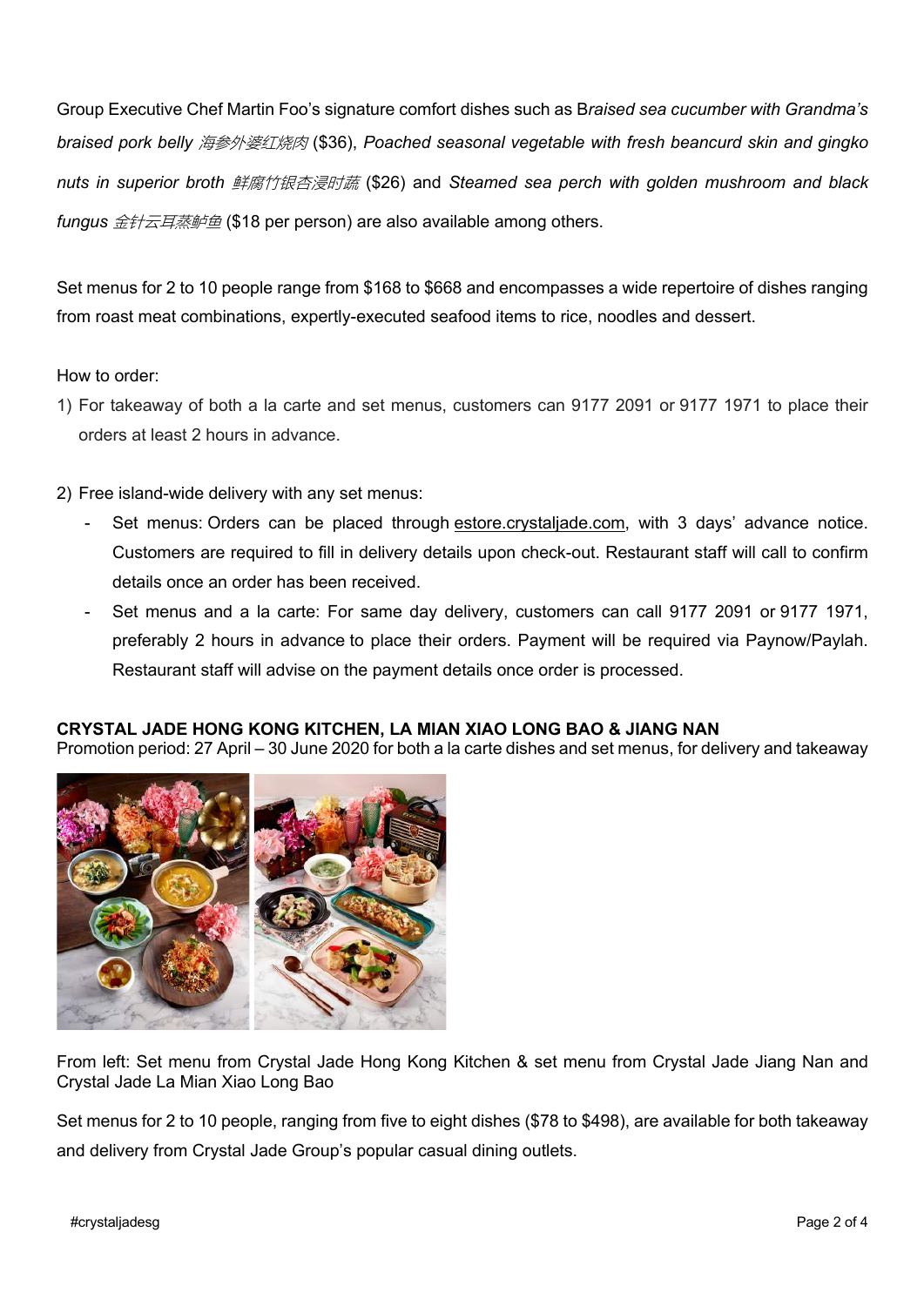Group Executive Chef Martin Foo's signature comfort dishes such as B*raised sea cucumber with Grandma's braised pork belly 海参外婆红烧肉* ($36), *Poached seasonal vegetable with fresh beancurd skin and gingko nuts in superior broth 鲜腐竹银杏浸时蔬* ($26) and *Steamed sea perch with golden mushroom and black fungus 金针云耳蒸鲈鱼* ($18 per person) are also available among others.

Set menus for 2 to 10 people range from $168 to $668 and encompasses a wide repertoire of dishes ranging from roast meat combinations, expertly-executed seafood items to rice, noodles and dessert.

How to order:

1) For takeaway of both a la carte and set menus, customers can 9177 2091 or 9177 1971 to place their orders at least 2 hours in advance.

2) Free island-wide delivery with any set menus:
   - Set menus: Orders can be placed through estore.crystaljade.com, with 3 days' advance notice. Customers are required to fill in delivery details upon check-out. Restaurant staff will call to confirm details once an order has been received.
   - Set menus and a la carte: For same day delivery, customers can call 9177 2091 or 9177 1971, preferably 2 hours in advance to place their orders. Payment will be required via Paynow/Paylah. Restaurant staff will advise on the payment details once order is processed.

**CRYSTAL JADE HONG KONG KITCHEN, LA MIAN XIAO LONG BAO & JIANG NAN**

Promotion period: 27 April – 30 June 2020 for both a la carte dishes and set menus, for delivery and takeaway

From left: Set menu from Crystal Jade Hong Kong Kitchen & set menu from Crystal Jade Jiang Nan and Crystal Jade La Mian Xiao Long Bao

Set menus for 2 to 10 people, ranging from five to eight dishes ($78 to $498), are available for both takeaway and delivery from Crystal Jade Group's popular casual dining outlets.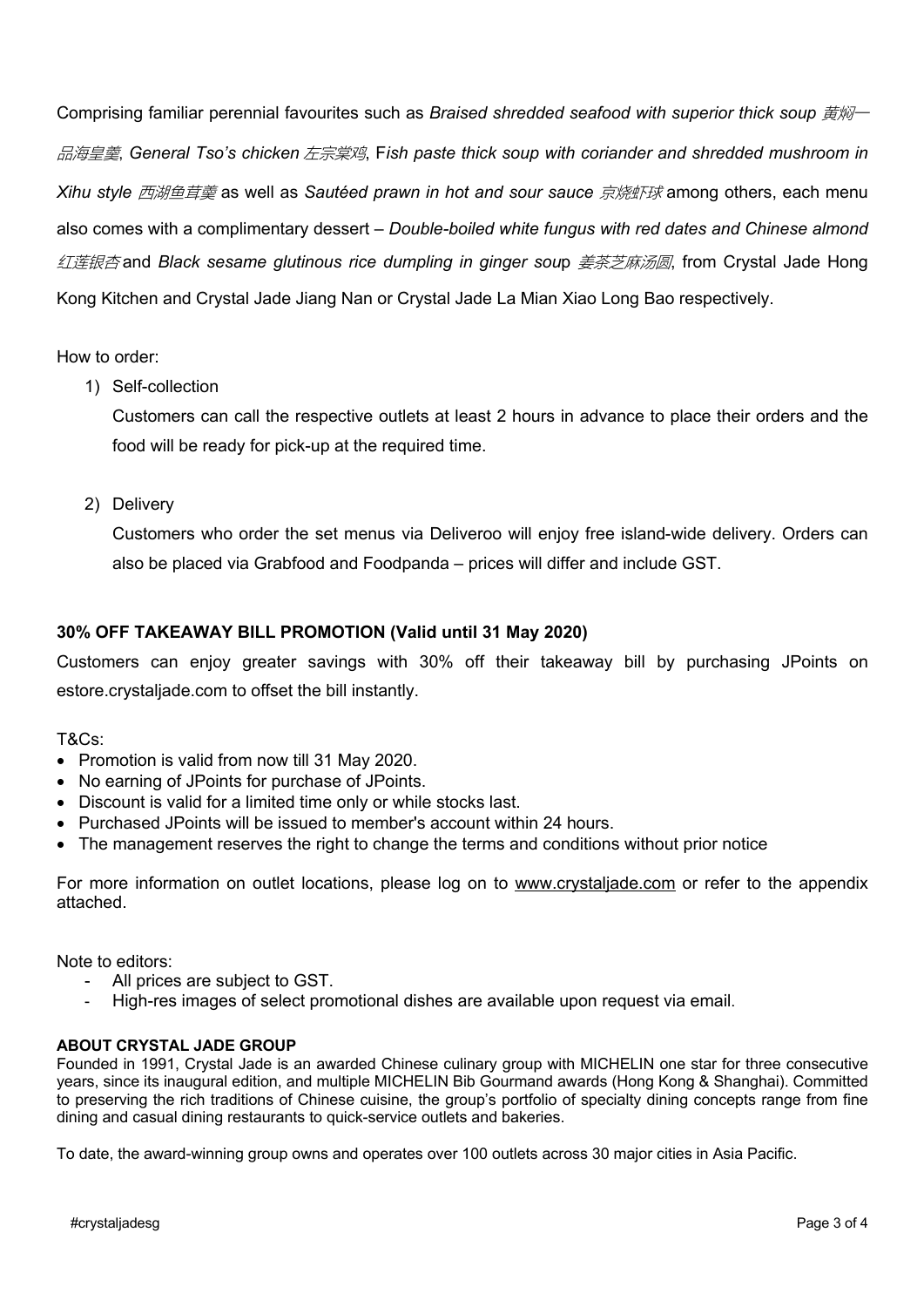Comprising familiar perennial favourites such as *Braised shredded seafood with superior thick soup 黄焖一品海皇羹*, *General Tso's chicken 左宗棠鸡*, F*ish paste thick soup with coriander and shredded mushroom in Xihu style 西湖鱼茸羹* as well as *Sautéed prawn in hot and sour sauce 京烧虾球* among others, each menu also comes with a complimentary dessert – *Double-boiled white fungus with red dates and Chinese almond 红莲银杏* and *Black sesame glutinous rice dumpling in ginger sou*p *姜茶芝麻汤圆*, from Crystal Jade Hong Kong Kitchen and Crystal Jade Jiang Nan or Crystal Jade La Mian Xiao Long Bao respectively.

How to order:

1) Self-collection

   Customers can call the respective outlets at least 2 hours in advance to place their orders and the food will be ready for pick-up at the required time.

2) Delivery

   Customers who order the set menus via Deliveroo will enjoy free island-wide delivery. Orders can also be placed via Grabfood and Foodpanda – prices will differ and include GST.

**30% OFF TAKEAWAY BILL PROMOTION (Valid until 31 May 2020)**

Customers can enjoy greater savings with 30% off their takeaway bill by purchasing JPoints on estore.crystaljade.com to offset the bill instantly.

T&Cs:

- Promotion is valid from now till 31 May 2020.
- No earning of JPoints for purchase of JPoints.
- Discount is valid for a limited time only or while stocks last.
- Purchased JPoints will be issued to member's account within 24 hours.
- The management reserves the right to change the terms and conditions without prior notice

For more information on outlet locations, please log on to www.crystaljade.com or refer to the appendix attached.

Note to editors:

- All prices are subject to GST.
- High-res images of select promotional dishes are available upon request via email.

**ABOUT CRYSTAL JADE GROUP**

Founded in 1991, Crystal Jade is an awarded Chinese culinary group with MICHELIN one star for three consecutive years, since its inaugural edition, and multiple MICHELIN Bib Gourmand awards (Hong Kong & Shanghai). Committed to preserving the rich traditions of Chinese cuisine, the group's portfolio of specialty dining concepts range from fine dining and casual dining restaurants to quick-service outlets and bakeries.

To date, the award-winning group owns and operates over 100 outlets across 30 major cities in Asia Pacific.

#crystaljadesg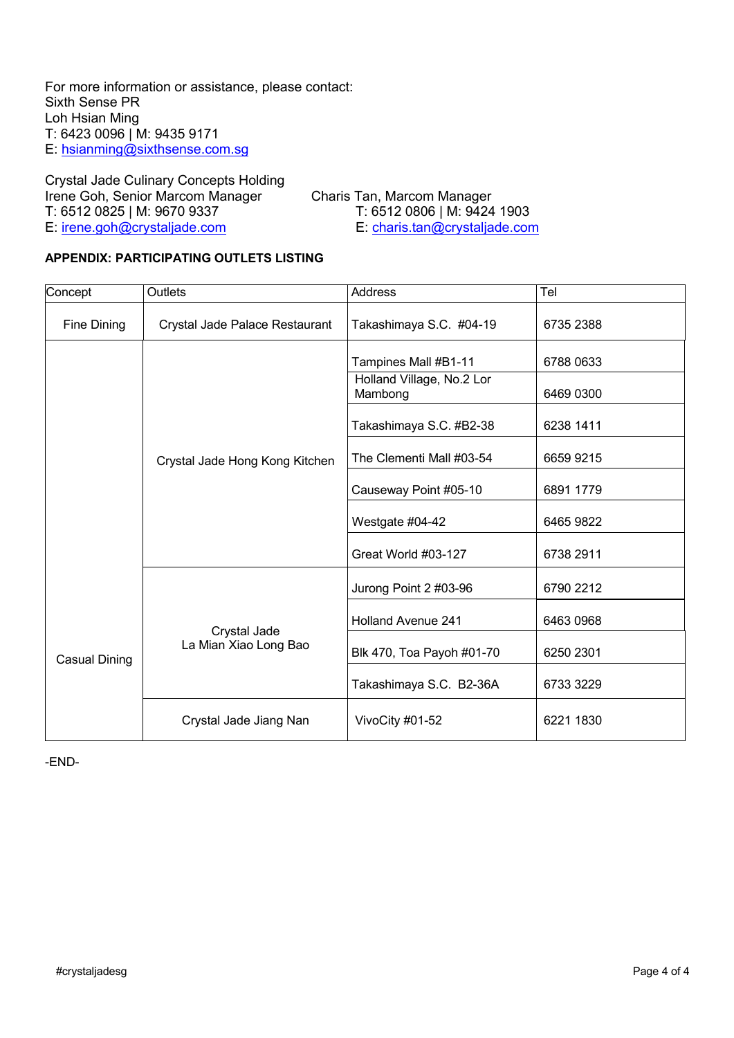For more information or assistance, please contact:
Sixth Sense PR
Loh Hsian Ming
T: 6423 0096 | M: 9435 9171
E: hsianming@sixthsense.com.sg

Crystal Jade Culinary Concepts Holding

Irene Goh, Senior Marcom Manager
T: 6512 0825 | M: 9670 9337
E: irene.goh@crystaljade.com

Charis Tan, Marcom Manager
T: 6512 0806 | M: 9424 1903
E: charis.tan@crystaljade.com

**APPENDIX: PARTICIPATING OUTLETS LISTING**

| Concept | Outlets | Address | Tel |
|---|---|---|---|
| Fine Dining | Crystal Jade Palace Restaurant | Takashimaya S.C. #04-19 | 6735 2388 |
| Casual Dining | Crystal Jade Hong Kong Kitchen | Tampines Mall #B1-11 | 6788 0633 |
| | | Holland Village, No.2 Lor Mambong | 6469 0300 |
| | | Takashimaya S.C. #B2-38 | 6238 1411 |
| | | The Clementi Mall #03-54 | 6659 9215 |
| | | Causeway Point #05-10 | 6891 1779 |
| | | Westgate #04-42 | 6465 9822 |
| | | Great World #03-127 | 6738 2911 |
| | Crystal Jade La Mian Xiao Long Bao | Jurong Point 2 #03-96 | 6790 2212 |
| | | Holland Avenue 241 | 6463 0968 |
| | | Blk 470, Toa Payoh #01-70 | 6250 2301 |
| | | Takashimaya S.C. B2-36A | 6733 3229 |
| | Crystal Jade Jiang Nan | VivoCity #01-52 | 6221 1830 |

-END-

#crystaljadesg